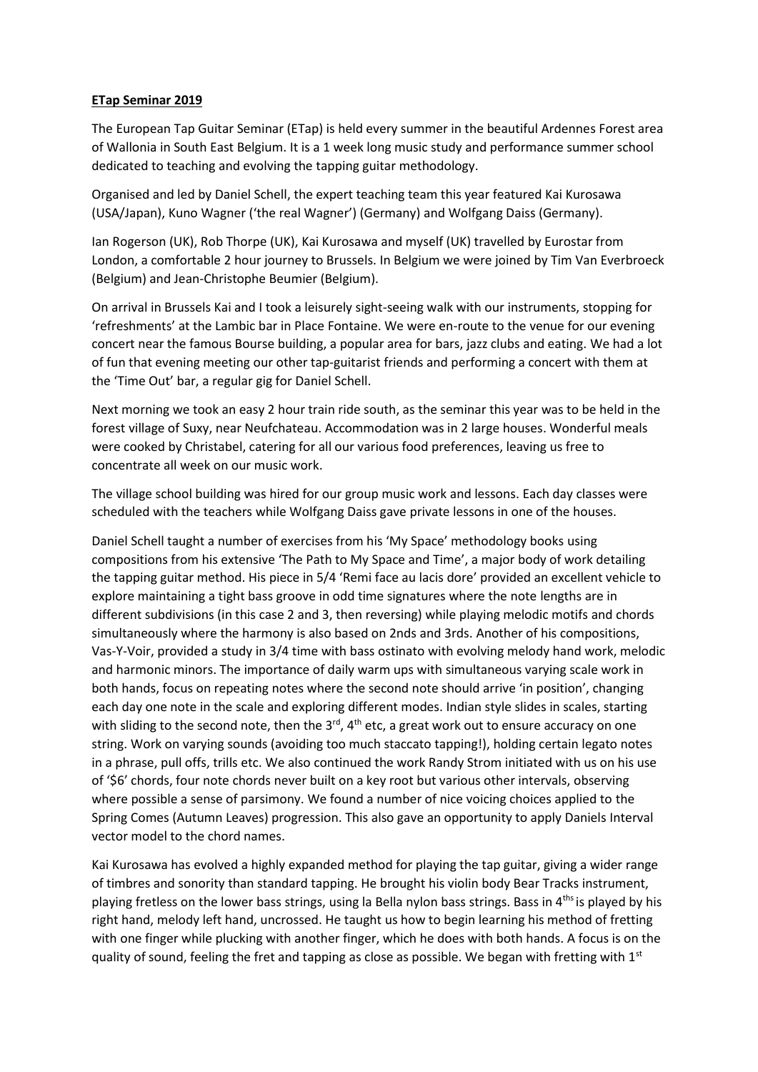**ETap Seminar 2019**

The European Tap Guitar Seminar (ETap) is held every summer in the beautiful Ardennes Forest area of Wallonia in South East Belgium. It is a 1 week long music study and performance summer school dedicated to teaching and evolving the tapping guitar methodology.

Organised and led by Daniel Schell, the expert teaching team this year featured Kai Kurosawa (USA/Japan), Kuno Wagner ('the real Wagner') (Germany) and Wolfgang Daiss (Germany).

Ian Rogerson (UK), Rob Thorpe (UK), Kai Kurosawa and myself (UK) travelled by Eurostar from London, a comfortable 2 hour journey to Brussels. In Belgium we were joined by Tim Van Everbroeck (Belgium) and Jean-Christophe Beumier (Belgium).

On arrival in Brussels Kai and I took a leisurely sight-seeing walk with our instruments, stopping for 'refreshments' at the Lambic bar in Place Fontaine. We were en-route to the venue for our evening concert near the famous Bourse building, a popular area for bars, jazz clubs and eating. We had a lot of fun that evening meeting our other tap-guitarist friends and performing a concert with them at the 'Time Out' bar, a regular gig for Daniel Schell.

Next morning we took an easy 2 hour train ride south, as the seminar this year was to be held in the forest village of Suxy, near Neufchateau. Accommodation was in 2 large houses. Wonderful meals were cooked by Christabel, catering for all our various food preferences, leaving us free to concentrate all week on our music work.

The village school building was hired for our group music work and lessons. Each day classes were scheduled with the teachers while Wolfgang Daiss gave private lessons in one of the houses.

Daniel Schell taught a number of exercises from his 'My Space' methodology books using compositions from his extensive 'The Path to My Space and Time', a major body of work detailing the tapping guitar method. His piece in 5/4 'Remi face au lacis dore' provided an excellent vehicle to explore maintaining a tight bass groove in odd time signatures where the note lengths are in different subdivisions (in this case 2 and 3, then reversing) while playing melodic motifs and chords simultaneously where the harmony is also based on 2nds and 3rds. Another of his compositions, Vas-Y-Voir, provided a study in 3/4 time with bass ostinato with evolving melody hand work, melodic and harmonic minors. The importance of daily warm ups with simultaneous varying scale work in both hands, focus on repeating notes where the second note should arrive 'in position', changing each day one note in the scale and exploring different modes. Indian style slides in scales, starting with sliding to the second note, then the 3rd, 4th etc, a great work out to ensure accuracy on one string. Work on varying sounds (avoiding too much staccato tapping!), holding certain legato notes in a phrase, pull offs, trills etc. We also continued the work Randy Strom initiated with us on his use of '$6' chords, four note chords never built on a key root but various other intervals, observing where possible a sense of parsimony. We found a number of nice voicing choices applied to the Spring Comes (Autumn Leaves) progression. This also gave an opportunity to apply Daniels Interval vector model to the chord names.

Kai Kurosawa has evolved a highly expanded method for playing the tap guitar, giving a wider range of timbres and sonority than standard tapping. He brought his violin body Bear Tracks instrument, playing fretless on the lower bass strings, using la Bella nylon bass strings. Bass in 4ths is played by his right hand, melody left hand, uncrossed. He taught us how to begin learning his method of fretting with one finger while plucking with another finger, which he does with both hands. A focus is on the quality of sound, feeling the fret and tapping as close as possible. We began with fretting with 1st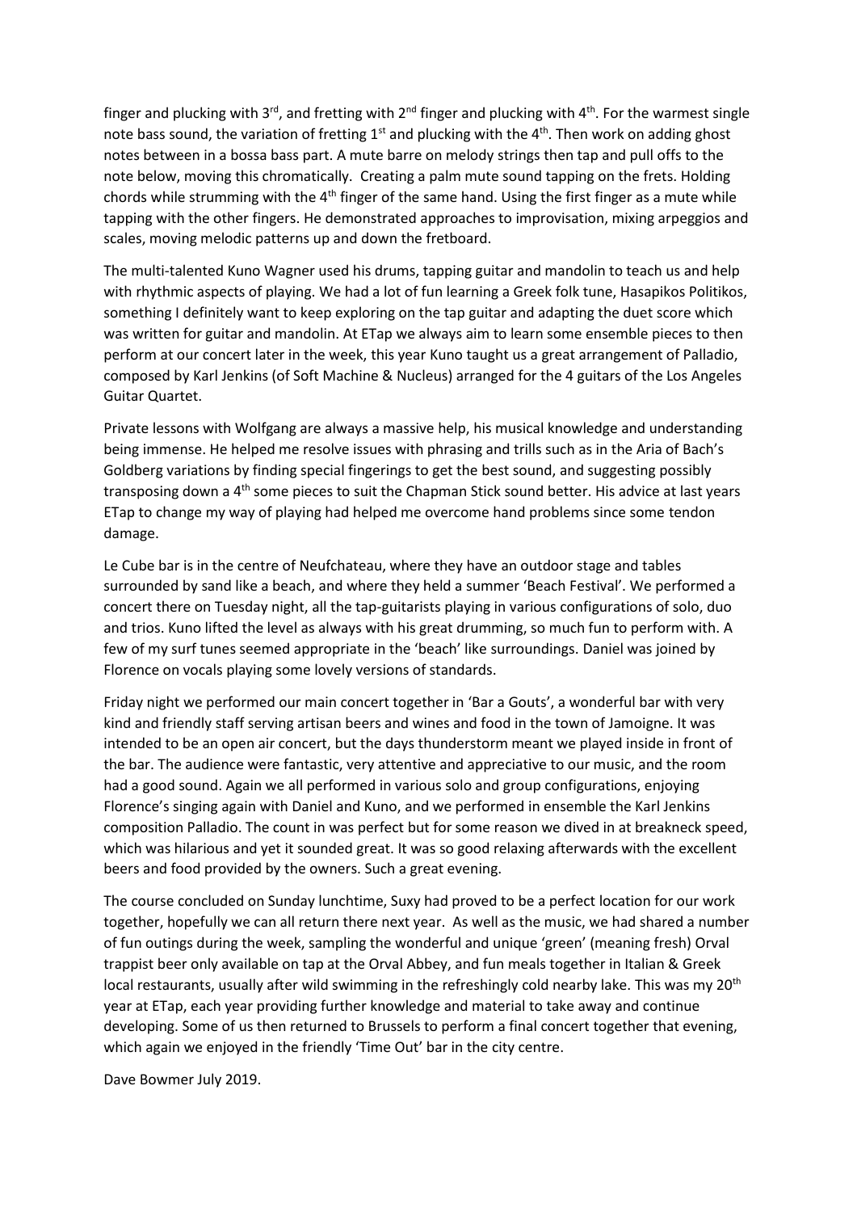finger and plucking with 3rd, and fretting with 2nd finger and plucking with 4th. For the warmest single note bass sound, the variation of fretting 1st and plucking with the 4th. Then work on adding ghost notes between in a bossa bass part. A mute barre on melody strings then tap and pull offs to the note below, moving this chromatically. Creating a palm mute sound tapping on the frets. Holding chords while strumming with the 4th finger of the same hand. Using the first finger as a mute while tapping with the other fingers. He demonstrated approaches to improvisation, mixing arpeggios and scales, moving melodic patterns up and down the fretboard.

The multi-talented Kuno Wagner used his drums, tapping guitar and mandolin to teach us and help with rhythmic aspects of playing. We had a lot of fun learning a Greek folk tune, Hasapikos Politikos, something I definitely want to keep exploring on the tap guitar and adapting the duet score which was written for guitar and mandolin. At ETap we always aim to learn some ensemble pieces to then perform at our concert later in the week, this year Kuno taught us a great arrangement of Palladio, composed by Karl Jenkins (of Soft Machine & Nucleus) arranged for the 4 guitars of the Los Angeles Guitar Quartet.

Private lessons with Wolfgang are always a massive help, his musical knowledge and understanding being immense. He helped me resolve issues with phrasing and trills such as in the Aria of Bach's Goldberg variations by finding special fingerings to get the best sound, and suggesting possibly transposing down a 4th some pieces to suit the Chapman Stick sound better. His advice at last years ETap to change my way of playing had helped me overcome hand problems since some tendon damage.

Le Cube bar is in the centre of Neufchateau, where they have an outdoor stage and tables surrounded by sand like a beach, and where they held a summer 'Beach Festival'. We performed a concert there on Tuesday night, all the tap-guitarists playing in various configurations of solo, duo and trios. Kuno lifted the level as always with his great drumming, so much fun to perform with. A few of my surf tunes seemed appropriate in the 'beach' like surroundings. Daniel was joined by Florence on vocals playing some lovely versions of standards.

Friday night we performed our main concert together in 'Bar a Gouts', a wonderful bar with very kind and friendly staff serving artisan beers and wines and food in the town of Jamoigne. It was intended to be an open air concert, but the days thunderstorm meant we played inside in front of the bar. The audience were fantastic, very attentive and appreciative to our music, and the room had a good sound. Again we all performed in various solo and group configurations, enjoying Florence's singing again with Daniel and Kuno, and we performed in ensemble the Karl Jenkins composition Palladio. The count in was perfect but for some reason we dived in at breakneck speed, which was hilarious and yet it sounded great. It was so good relaxing afterwards with the excellent beers and food provided by the owners. Such a great evening.

The course concluded on Sunday lunchtime, Suxy had proved to be a perfect location for our work together, hopefully we can all return there next year. As well as the music, we had shared a number of fun outings during the week, sampling the wonderful and unique 'green' (meaning fresh) Orval trappist beer only available on tap at the Orval Abbey, and fun meals together in Italian & Greek local restaurants, usually after wild swimming in the refreshingly cold nearby lake. This was my 20th year at ETap, each year providing further knowledge and material to take away and continue developing. Some of us then returned to Brussels to perform a final concert together that evening, which again we enjoyed in the friendly 'Time Out' bar in the city centre.

Dave Bowmer July 2019.